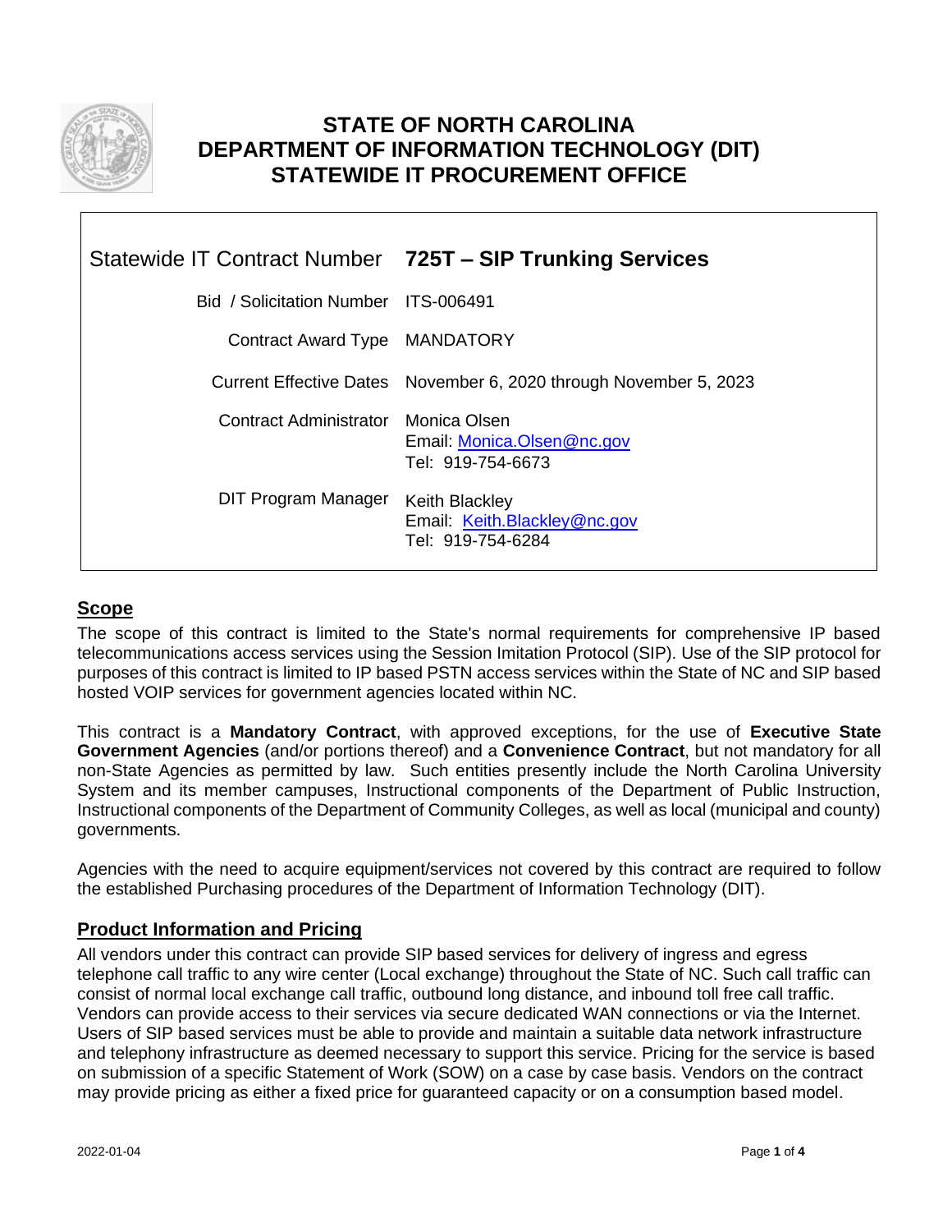# STATE OF NORTH CAROLINA
# DEPARTMENT OF INFORMATION TECHNOLOGY (DIT)
# STATEWIDE IT PROCUREMENT OFFICE

| | |
|---|---|
| Statewide IT Contract Number | **725T – SIP Trunking Services** |
| Bid / Solicitation Number | ITS-006491 |
| Contract Award Type | MANDATORY |
| Current Effective Dates | November 6, 2020 through November 5, 2023 |
| Contract Administrator | Monica Olsen<br>Email: Monica.Olsen@nc.gov<br>Tel: 919-754-6673 |
| DIT Program Manager | Keith Blackley<br>Email: Keith.Blackley@nc.gov<br>Tel: 919-754-6284 |

## Scope

The scope of this contract is limited to the State's normal requirements for comprehensive IP based telecommunications access services using the Session Imitation Protocol (SIP). Use of the SIP protocol for purposes of this contract is limited to IP based PSTN access services within the State of NC and SIP based hosted VOIP services for government agencies located within NC.

This contract is a **Mandatory Contract**, with approved exceptions, for the use of **Executive State Government Agencies** (and/or portions thereof) and a **Convenience Contract**, but not mandatory for all non-State Agencies as permitted by law. Such entities presently include the North Carolina University System and its member campuses, Instructional components of the Department of Public Instruction, Instructional components of the Department of Community Colleges, as well as local (municipal and county) governments.

Agencies with the need to acquire equipment/services not covered by this contract are required to follow the established Purchasing procedures of the Department of Information Technology (DIT).

## Product Information and Pricing

All vendors under this contract can provide SIP based services for delivery of ingress and egress telephone call traffic to any wire center (Local exchange) throughout the State of NC. Such call traffic can consist of normal local exchange call traffic, outbound long distance, and inbound toll free call traffic. Vendors can provide access to their services via secure dedicated WAN connections or via the Internet. Users of SIP based services must be able to provide and maintain a suitable data network infrastructure and telephony infrastructure as deemed necessary to support this service. Pricing for the service is based on submission of a specific Statement of Work (SOW) on a case by case basis. Vendors on the contract may provide pricing as either a fixed price for guaranteed capacity or on a consumption based model.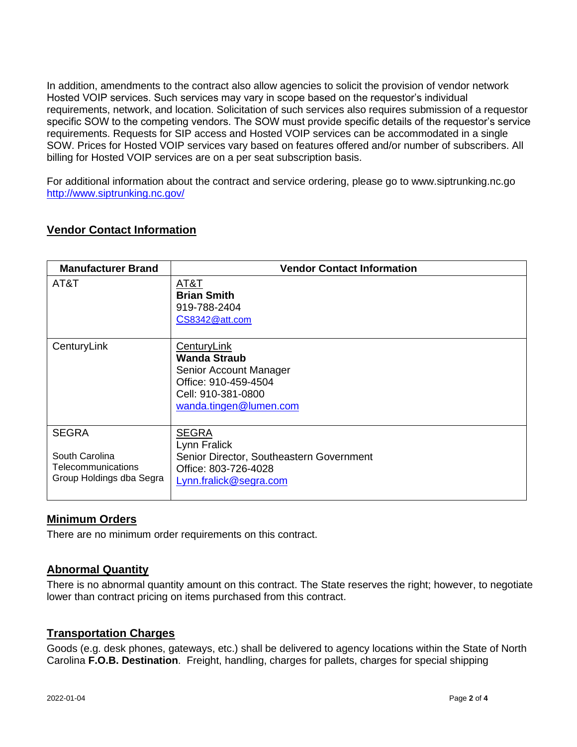In addition, amendments to the contract also allow agencies to solicit the provision of vendor network Hosted VOIP services. Such services may vary in scope based on the requestor's individual requirements, network, and location. Solicitation of such services also requires submission of a requestor specific SOW to the competing vendors. The SOW must provide specific details of the requestor's service requirements. Requests for SIP access and Hosted VOIP services can be accommodated in a single SOW. Prices for Hosted VOIP services vary based on features offered and/or number of subscribers. All billing for Hosted VOIP services are on a per seat subscription basis.

For additional information about the contract and service ordering, please go to www.siptrunking.nc.go http://www.siptrunking.nc.gov/

## Vendor Contact Information

| Manufacturer Brand | Vendor Contact Information |
|---|---|
| AT&T | AT&T<br>**Brian Smith**<br>919-788-2404<br>CS8342@att.com |
| CenturyLink | CenturyLink<br>**Wanda Straub**<br>Senior Account Manager<br>Office: 910-459-4504<br>Cell: 910-381-0800<br>wanda.tingen@lumen.com |
| SEGRA<br><br>South Carolina Telecommunications Group Holdings dba Segra | SEGRA<br>Lynn Fralick<br>Senior Director, Southeastern Government<br>Office: 803-726-4028<br>Lynn.fralick@segra.com |

## Minimum Orders

There are no minimum order requirements on this contract.

## Abnormal Quantity

There is no abnormal quantity amount on this contract. The State reserves the right; however, to negotiate lower than contract pricing on items purchased from this contract.

## Transportation Charges

Goods (e.g. desk phones, gateways, etc.) shall be delivered to agency locations within the State of North Carolina **F.O.B. Destination**. Freight, handling, charges for pallets, charges for special shipping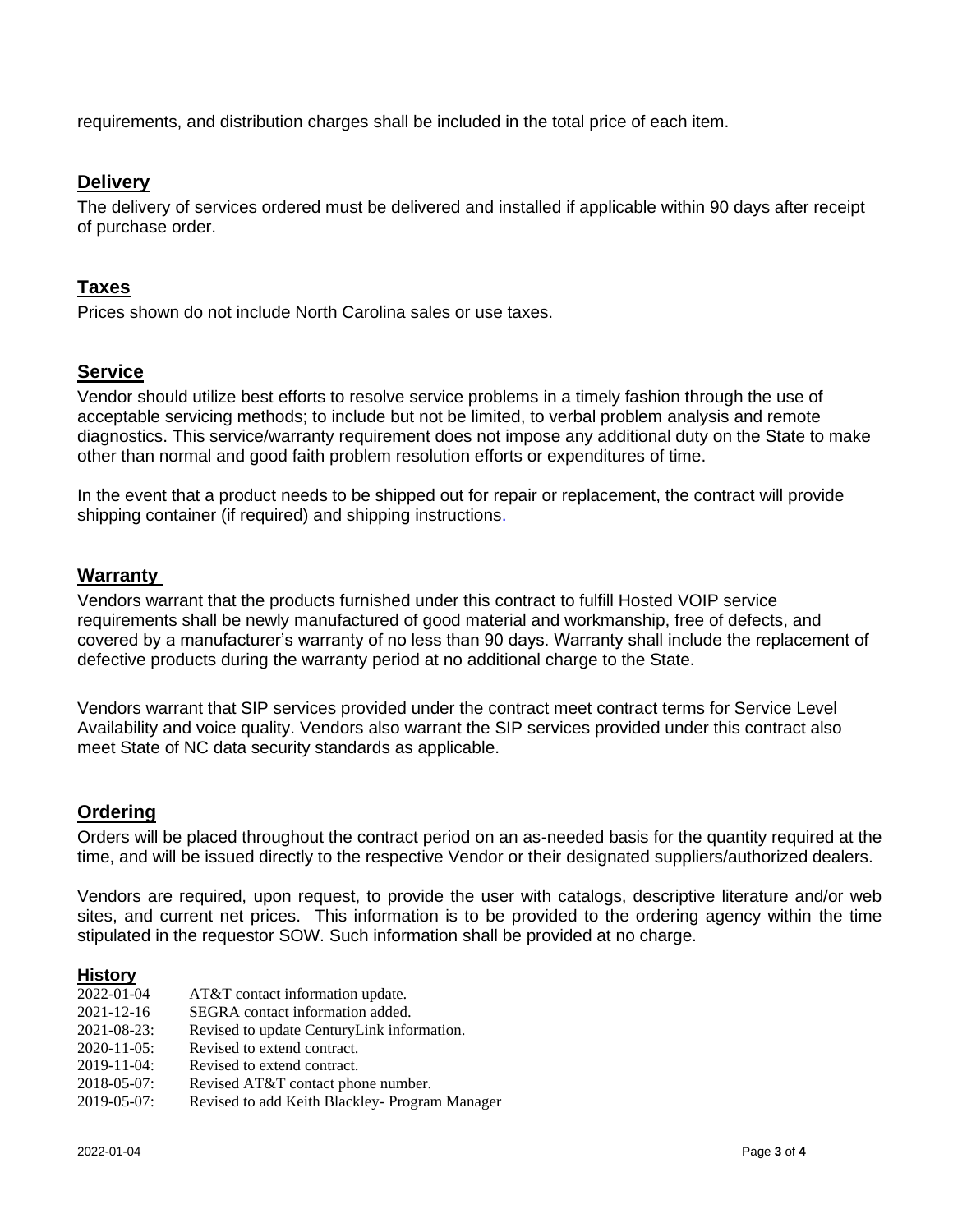requirements, and distribution charges shall be included in the total price of each item.

## Delivery

The delivery of services ordered must be delivered and installed if applicable within 90 days after receipt of purchase order.

## Taxes

Prices shown do not include North Carolina sales or use taxes.

## Service

Vendor should utilize best efforts to resolve service problems in a timely fashion through the use of acceptable servicing methods; to include but not be limited, to verbal problem analysis and remote diagnostics. This service/warranty requirement does not impose any additional duty on the State to make other than normal and good faith problem resolution efforts or expenditures of time.

In the event that a product needs to be shipped out for repair or replacement, the contract will provide shipping container (if required) and shipping instructions.

## Warranty

Vendors warrant that the products furnished under this contract to fulfill Hosted VOIP service requirements shall be newly manufactured of good material and workmanship, free of defects, and covered by a manufacturer's warranty of no less than 90 days. Warranty shall include the replacement of defective products during the warranty period at no additional charge to the State.

Vendors warrant that SIP services provided under the contract meet contract terms for Service Level Availability and voice quality. Vendors also warrant the SIP services provided under this contract also meet State of NC data security standards as applicable.

## Ordering

Orders will be placed throughout the contract period on an as-needed basis for the quantity required at the time, and will be issued directly to the respective Vendor or their designated suppliers/authorized dealers.

Vendors are required, upon request, to provide the user with catalogs, descriptive literature and/or web sites, and current net prices. This information is to be provided to the ordering agency within the time stipulated in the requestor SOW. Such information shall be provided at no charge.

### History

2022-01-04 AT&T contact information update.
2021-12-16 SEGRA contact information added.
2021-08-23: Revised to update CenturyLink information.
2020-11-05: Revised to extend contract.
2019-11-04: Revised to extend contract.
2018-05-07: Revised AT&T contact phone number.
2019-05-07: Revised to add Keith Blackley- Program Manager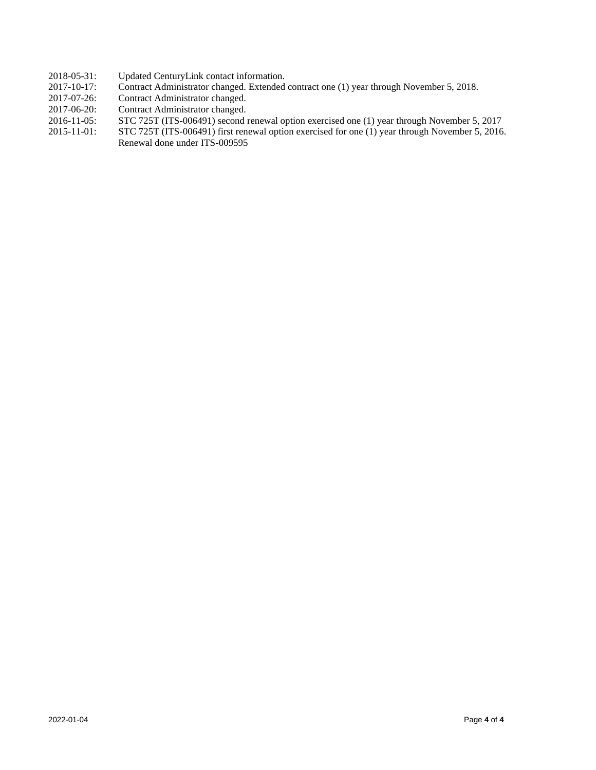2018-05-31: Updated CenturyLink contact information.
2017-10-17: Contract Administrator changed. Extended contract one (1) year through November 5, 2018.
2017-07-26: Contract Administrator changed.
2017-06-20: Contract Administrator changed.
2016-11-05: STC 725T (ITS-006491) second renewal option exercised one (1) year through November 5, 2017
2015-11-01: STC 725T (ITS-006491) first renewal option exercised for one (1) year through November 5, 2016. Renewal done under ITS-009595